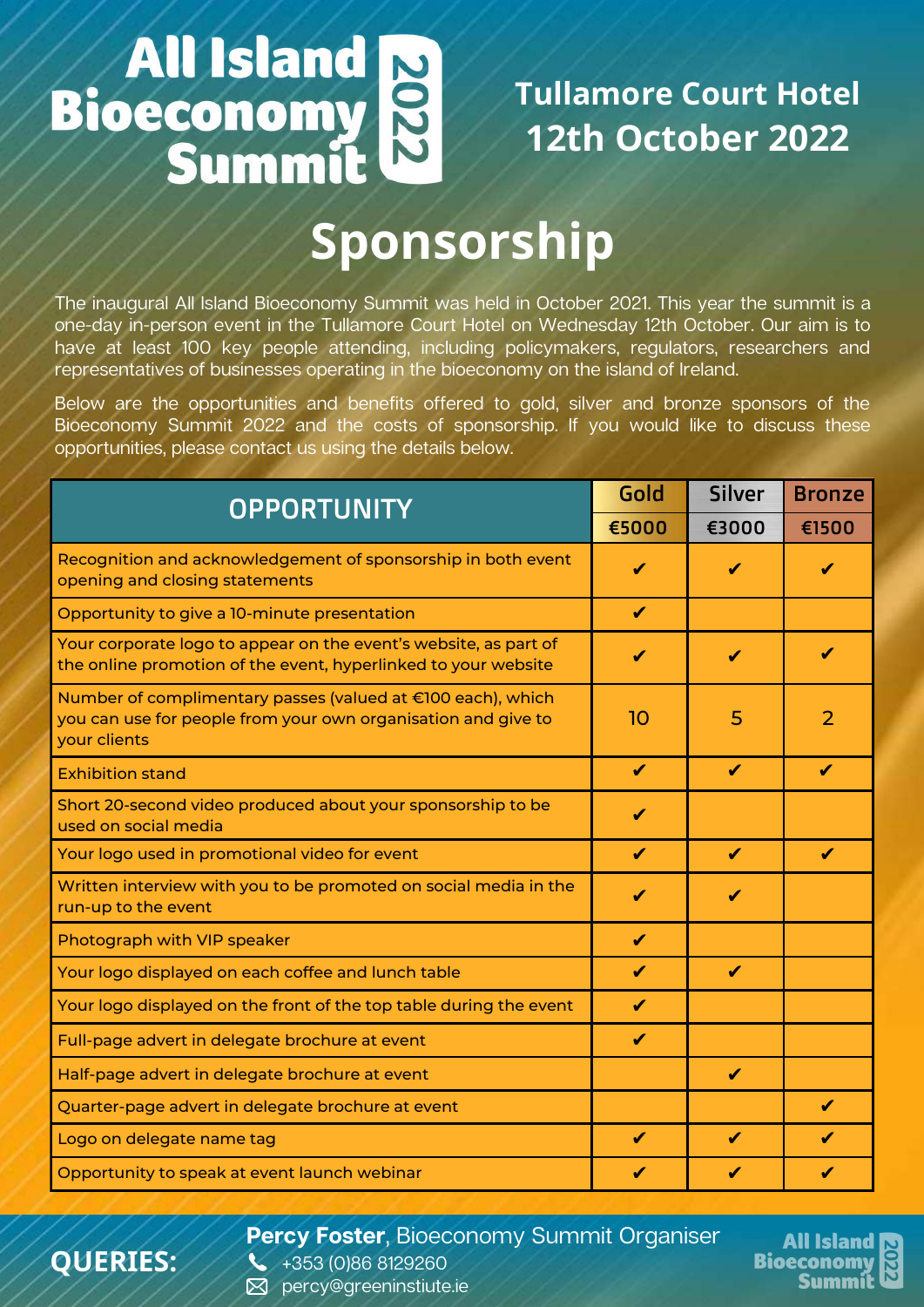# All Island Bioeconomy Summit 2022

**Tullamore Court Hotel**
**12th October 2022**

## Sponsorship

The inaugural All Island Bioeconomy Summit was held in October 2021. This year the summit is a one-day in-person event in the Tullamore Court Hotel on Wednesday 12th October. Our aim is to have at least 100 key people attending, including policymakers, regulators, researchers and representatives of businesses operating in the bioeconomy on the island of Ireland.

Below are the opportunities and benefits offered to gold, silver and bronze sponsors of the Bioeconomy Summit 2022 and the costs of sponsorship. If you would like to discuss these opportunities, please contact us using the details below.

| OPPORTUNITY | Gold | Silver | Bronze |
|---|---|---|---|
| | €5000 | €3000 | €1500 |
| Recognition and acknowledgement of sponsorship in both event opening and closing statements | ✔ | ✔ | ✔ |
| Opportunity to give a 10-minute presentation | ✔ | | |
| Your corporate logo to appear on the event's website, as part of the online promotion of the event, hyperlinked to your website | ✔ | ✔ | ✔ |
| Number of complimentary passes (valued at €100 each), which you can use for people from your own organisation and give to your clients | 10 | 5 | 2 |
| Exhibition stand | ✔ | ✔ | ✔ |
| Short 20-second video produced about your sponsorship to be used on social media | ✔ | | |
| Your logo used in promotional video for event | ✔ | ✔ | ✔ |
| Written interview with you to be promoted on social media in the run-up to the event | ✔ | ✔ | |
| Photograph with VIP speaker | ✔ | | |
| Your logo displayed on each coffee and lunch table | ✔ | ✔ | |
| Your logo displayed on the front of the top table during the event | ✔ | | |
| Full-page advert in delegate brochure at event | ✔ | | |
| Half-page advert in delegate brochure at event | | ✔ | |
| Quarter-page advert in delegate brochure at event | | | ✔ |
| Logo on delegate name tag | ✔ | ✔ | ✔ |
| Opportunity to speak at event launch webinar | ✔ | ✔ | ✔ |

**QUERIES:**

**Percy Foster**, Bioeconomy Summit Organiser
+353 (0)86 8129260
percy@greeninstiute.ie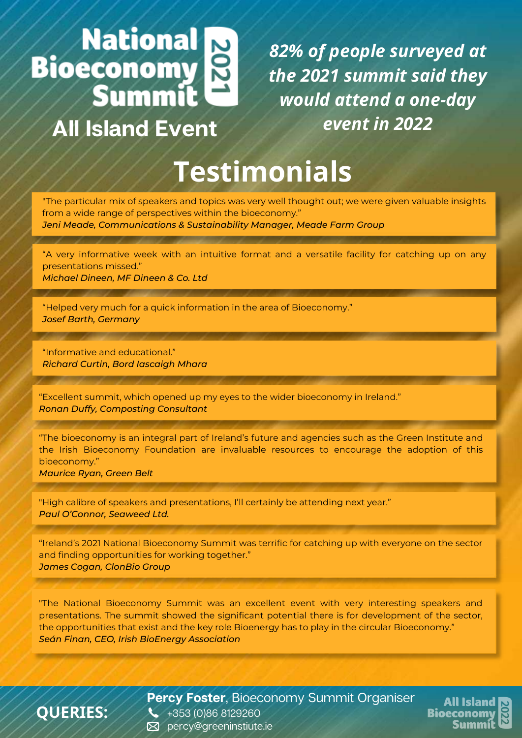# National Bioeconomy Summit 2021

## All Island Event

*82% of people surveyed at the 2021 summit said they would attend a one-day event in 2022*

# Testimonials

"The particular mix of speakers and topics was very well thought out; we were given valuable insights from a wide range of perspectives within the bioeconomy."
*Jeni Meade, Communications & Sustainability Manager, Meade Farm Group*

"A very informative week with an intuitive format and a versatile facility for catching up on any presentations missed."
*Michael Dineen, MF Dineen & Co. Ltd*

"Helped very much for a quick information in the area of Bioeconomy."
*Josef Barth, Germany*

"Informative and educational."
*Richard Curtin, Bord Iascaigh Mhara*

"Excellent summit, which opened up my eyes to the wider bioeconomy in Ireland."
*Ronan Duffy, Composting Consultant*

"The bioeconomy is an integral part of Ireland's future and agencies such as the Green Institute and the Irish Bioeconomy Foundation are invaluable resources to encourage the adoption of this bioeconomy."
*Maurice Ryan, Green Belt*

"High calibre of speakers and presentations, I'll certainly be attending next year."
*Paul O'Connor, Seaweed Ltd.*

"Ireland's 2021 National Bioeconomy Summit was terrific for catching up with everyone on the sector and finding opportunities for working together."
*James Cogan, ClonBio Group*

"The National Bioeconomy Summit was an excellent event with very interesting speakers and presentations. The summit showed the significant potential there is for development of the sector, the opportunities that exist and the key role Bioenergy has to play in the circular Bioeconomy."
*Seán Finan, CEO, Irish BioEnergy Association*

**QUERIES:**

**Percy Foster**, Bioeconomy Summit Organiser
+353 (0)86 8129260
percy@greeninstiute.ie

All Island Bioeconomy Summit 2022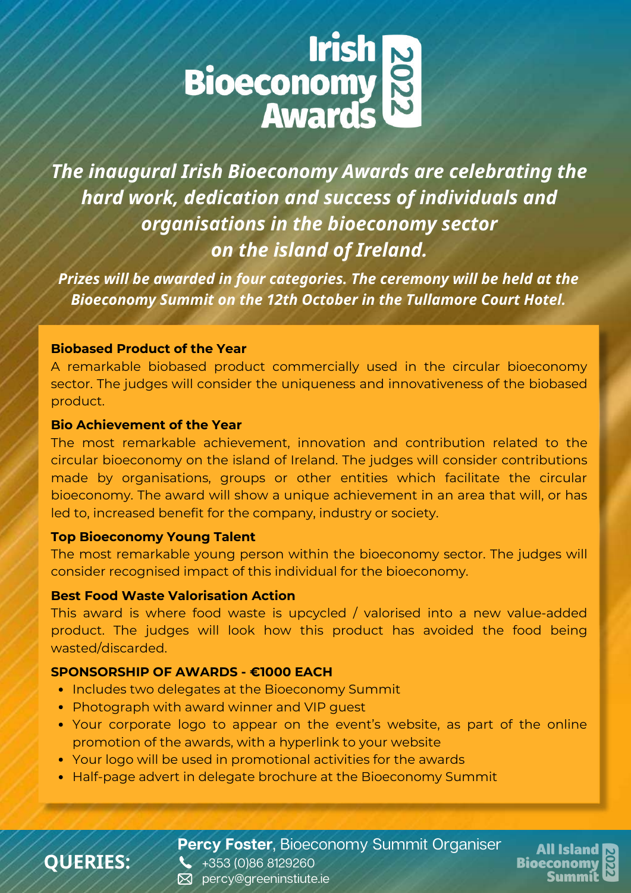# Irish Bioeconomy Awards 2022

***The inaugural Irish Bioeconomy Awards are celebrating the hard work, dedication and success of individuals and organisations in the bioeconomy sector on the island of Ireland.***

***Prizes will be awarded in four categories. The ceremony will be held at the Bioeconomy Summit on the 12th October in the Tullamore Court Hotel.***

**Biobased Product of the Year**

A remarkable biobased product commercially used in the circular bioeconomy sector. The judges will consider the uniqueness and innovativeness of the biobased product.

**Bio Achievement of the Year**

The most remarkable achievement, innovation and contribution related to the circular bioeconomy on the island of Ireland. The judges will consider contributions made by organisations, groups or other entities which facilitate the circular bioeconomy. The award will show a unique achievement in an area that will, or has led to, increased benefit for the company, industry or society.

**Top Bioeconomy Young Talent**

The most remarkable young person within the bioeconomy sector. The judges will consider recognised impact of this individual for the bioeconomy.

**Best Food Waste Valorisation Action**

This award is where food waste is upcycled / valorised into a new value-added product. The judges will look how this product has avoided the food being wasted/discarded.

**SPONSORSHIP OF AWARDS - €1000 EACH**

- Includes two delegates at the Bioeconomy Summit
- Photograph with award winner and VIP guest
- Your corporate logo to appear on the event's website, as part of the online promotion of the awards, with a hyperlink to your website
- Your logo will be used in promotional activities for the awards
- Half-page advert in delegate brochure at the Bioeconomy Summit

**QUERIES:**

**Percy Foster**, Bioeconomy Summit Organiser
+353 (0)86 8129260
percy@greeninstiute.ie

All Island Bioeconomy Summit 2022